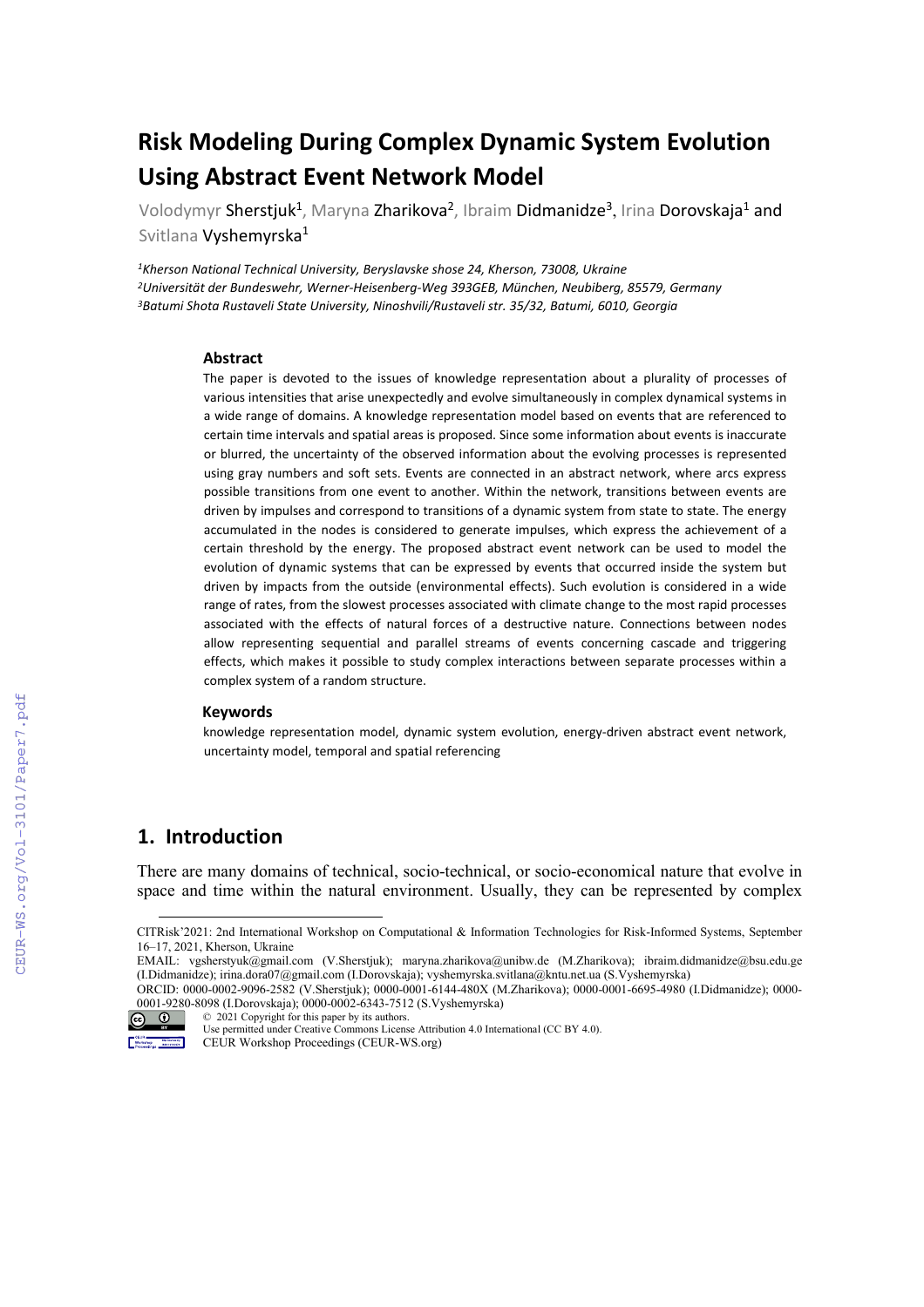# Risk Modeling During Complex Dynamic System Evolution Using Abstract Event Network Model

Volodymyr Sherstjuk[1], Maryna Zharikova[2], Ibraim Didmanidze[3], Irina Dorovskaja[1] and Svitlana Vyshemyrska[1]

*[1]Kherson National Technical University, Beryslavske shose 24, Kherson, 73008, Ukraine*
*[2]Universität der Bundeswehr, Werner-Heisenberg-Weg 393GEB, München, Neubiberg, 85579, Germany*
*[3]Batumi Shota Rustaveli State University, Ninoshvili/Rustaveli str. 35/32, Batumi, 6010, Georgia*

### Abstract

The paper is devoted to the issues of knowledge representation about a plurality of processes of various intensities that arise unexpectedly and evolve simultaneously in complex dynamical systems in a wide range of domains. A knowledge representation model based on events that are referenced to certain time intervals and spatial areas is proposed. Since some information about events is inaccurate or blurred, the uncertainty of the observed information about the evolving processes is represented using gray numbers and soft sets. Events are connected in an abstract network, where arcs express possible transitions from one event to another. Within the network, transitions between events are driven by impulses and correspond to transitions of a dynamic system from state to state. The energy accumulated in the nodes is considered to generate impulses, which express the achievement of a certain threshold by the energy. The proposed abstract event network can be used to model the evolution of dynamic systems that can be expressed by events that occurred inside the system but driven by impacts from the outside (environmental effects). Such evolution is considered in a wide range of rates, from the slowest processes associated with climate change to the most rapid processes associated with the effects of natural forces of a destructive nature. Connections between nodes allow representing sequential and parallel streams of events concerning cascade and triggering effects, which makes it possible to study complex interactions between separate processes within a complex system of a random structure.

### Keywords

knowledge representation model, dynamic system evolution, energy-driven abstract event network, uncertainty model, temporal and spatial referencing

## 1. Introduction

There are many domains of technical, socio-technical, or socio-economical nature that evolve in space and time within the natural environment. Usually, they can be represented by complex

---

CITRisk'2021: 2nd International Workshop on Computational & Information Technologies for Risk-Informed Systems, September 16–17, 2021, Kherson, Ukraine

EMAIL: vgsherstyuk@gmail.com (V.Sherstjuk); maryna.zharikova@unibw.de (M.Zharikova); ibraim.didmanidze@bsu.edu.ge (I.Didmanidze); irina.dora07@gmail.com (I.Dorovskaja); vyshemyrska.svitlana@kntu.net.ua (S.Vyshemyrska)

ORCID: 0000-0002-9096-2582 (V.Sherstjuk); 0000-0001-6144-480X (M.Zharikova); 0000-0001-6695-4980 (I.Didmanidze); 0000-0001-9280-8098 (I.Dorovskaja); 0000-0002-6343-7512 (S.Vyshemyrska)

© 2021 Copyright for this paper by its authors.
Use permitted under Creative Commons License Attribution 4.0 International (CC BY 4.0).
CEUR Workshop Proceedings (CEUR-WS.org)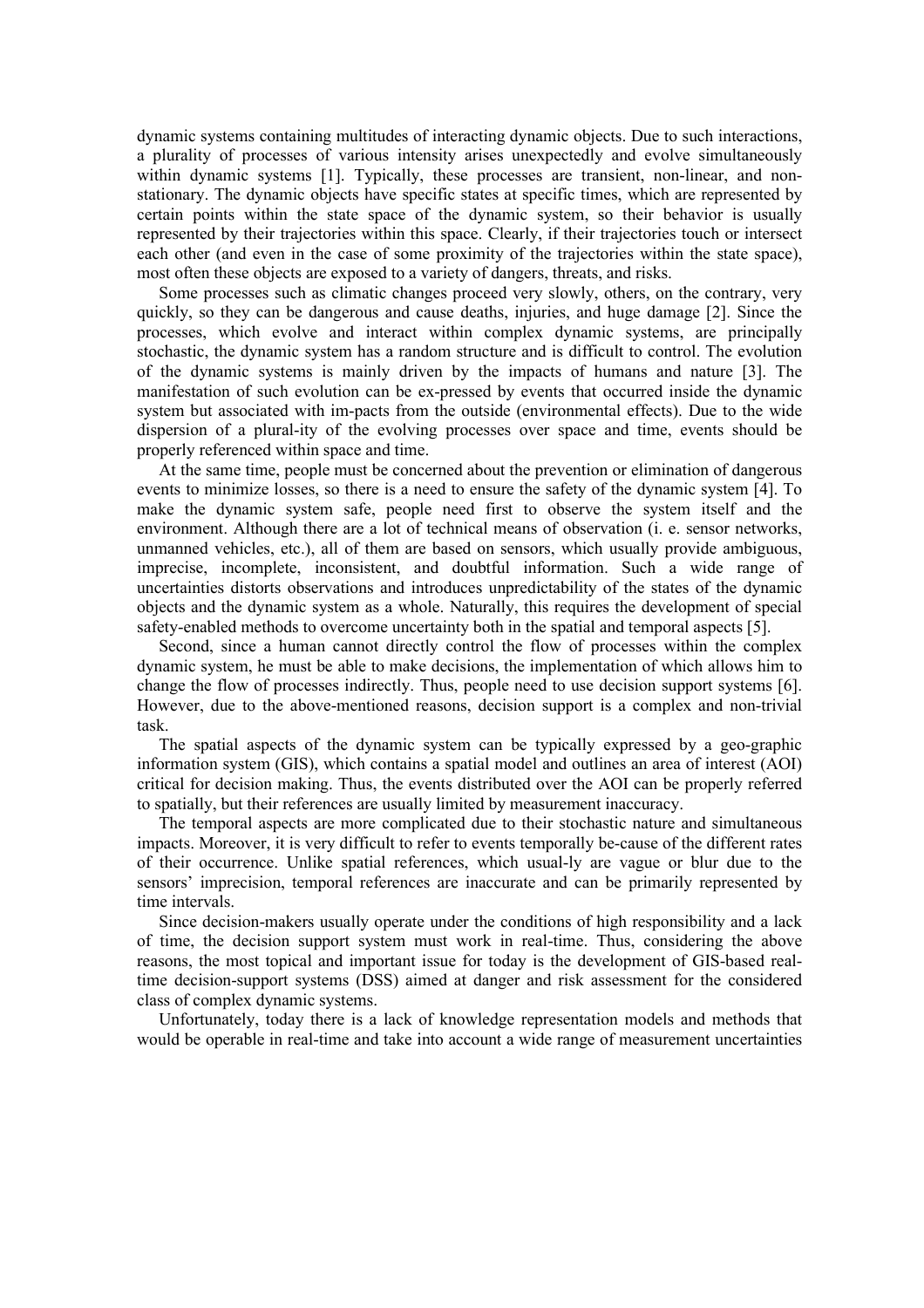dynamic systems containing multitudes of interacting dynamic objects. Due to such interactions, a plurality of processes of various intensity arises unexpectedly and evolve simultaneously within dynamic systems [1]. Typically, these processes are transient, non-linear, and non-stationary. The dynamic objects have specific states at specific times, which are represented by certain points within the state space of the dynamic system, so their behavior is usually represented by their trajectories within this space. Clearly, if their trajectories touch or intersect each other (and even in the case of some proximity of the trajectories within the state space), most often these objects are exposed to a variety of dangers, threats, and risks.

Some processes such as climatic changes proceed very slowly, others, on the contrary, very quickly, so they can be dangerous and cause deaths, injuries, and huge damage [2]. Since the processes, which evolve and interact within complex dynamic systems, are principally stochastic, the dynamic system has a random structure and is difficult to control. The evolution of the dynamic systems is mainly driven by the impacts of humans and nature [3]. The manifestation of such evolution can be ex-pressed by events that occurred inside the dynamic system but associated with im-pacts from the outside (environmental effects). Due to the wide dispersion of a plural-ity of the evolving processes over space and time, events should be properly referenced within space and time.

At the same time, people must be concerned about the prevention or elimination of dangerous events to minimize losses, so there is a need to ensure the safety of the dynamic system [4]. To make the dynamic system safe, people need first to observe the system itself and the environment. Although there are a lot of technical means of observation (i. e. sensor networks, unmanned vehicles, etc.), all of them are based on sensors, which usually provide ambiguous, imprecise, incomplete, inconsistent, and doubtful information. Such a wide range of uncertainties distorts observations and introduces unpredictability of the states of the dynamic objects and the dynamic system as a whole. Naturally, this requires the development of special safety-enabled methods to overcome uncertainty both in the spatial and temporal aspects [5].

Second, since a human cannot directly control the flow of processes within the complex dynamic system, he must be able to make decisions, the implementation of which allows him to change the flow of processes indirectly. Thus, people need to use decision support systems [6]. However, due to the above-mentioned reasons, decision support is a complex and non-trivial task.

The spatial aspects of the dynamic system can be typically expressed by a geo-graphic information system (GIS), which contains a spatial model and outlines an area of interest (AOI) critical for decision making. Thus, the events distributed over the AOI can be properly referred to spatially, but their references are usually limited by measurement inaccuracy.

The temporal aspects are more complicated due to their stochastic nature and simultaneous impacts. Moreover, it is very difficult to refer to events temporally be-cause of the different rates of their occurrence. Unlike spatial references, which usual-ly are vague or blur due to the sensors' imprecision, temporal references are inaccurate and can be primarily represented by time intervals.

Since decision-makers usually operate under the conditions of high responsibility and a lack of time, the decision support system must work in real-time. Thus, considering the above reasons, the most topical and important issue for today is the development of GIS-based real-time decision-support systems (DSS) aimed at danger and risk assessment for the considered class of complex dynamic systems.

Unfortunately, today there is a lack of knowledge representation models and methods that would be operable in real-time and take into account a wide range of measurement uncertainties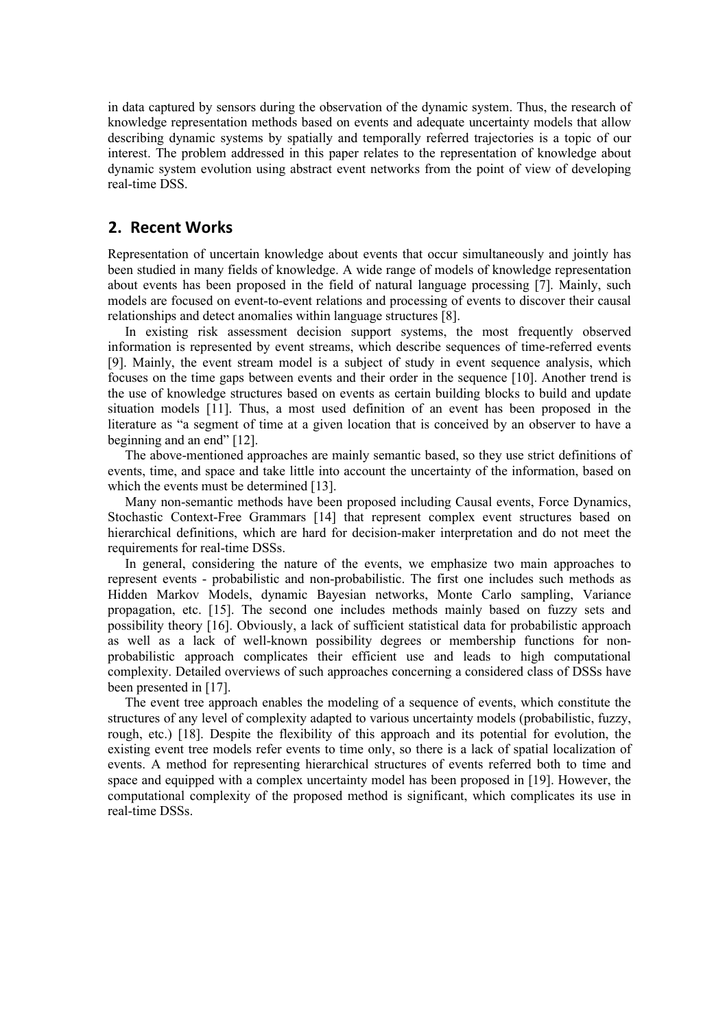in data captured by sensors during the observation of the dynamic system. Thus, the research of knowledge representation methods based on events and adequate uncertainty models that allow describing dynamic systems by spatially and temporally referred trajectories is a topic of our interest. The problem addressed in this paper relates to the representation of knowledge about dynamic system evolution using abstract event networks from the point of view of developing real-time DSS.

## 2. Recent Works

Representation of uncertain knowledge about events that occur simultaneously and jointly has been studied in many fields of knowledge. A wide range of models of knowledge representation about events has been proposed in the field of natural language processing [7]. Mainly, such models are focused on event-to-event relations and processing of events to discover their causal relationships and detect anomalies within language structures [8].

In existing risk assessment decision support systems, the most frequently observed information is represented by event streams, which describe sequences of time-referred events [9]. Mainly, the event stream model is a subject of study in event sequence analysis, which focuses on the time gaps between events and their order in the sequence [10]. Another trend is the use of knowledge structures based on events as certain building blocks to build and update situation models [11]. Thus, a most used definition of an event has been proposed in the literature as "a segment of time at a given location that is conceived by an observer to have a beginning and an end" [12].

The above-mentioned approaches are mainly semantic based, so they use strict definitions of events, time, and space and take little into account the uncertainty of the information, based on which the events must be determined [13].

Many non-semantic methods have been proposed including Causal events, Force Dynamics, Stochastic Context-Free Grammars [14] that represent complex event structures based on hierarchical definitions, which are hard for decision-maker interpretation and do not meet the requirements for real-time DSSs.

In general, considering the nature of the events, we emphasize two main approaches to represent events - probabilistic and non-probabilistic. The first one includes such methods as Hidden Markov Models, dynamic Bayesian networks, Monte Carlo sampling, Variance propagation, etc. [15]. The second one includes methods mainly based on fuzzy sets and possibility theory [16]. Obviously, a lack of sufficient statistical data for probabilistic approach as well as a lack of well-known possibility degrees or membership functions for non-probabilistic approach complicates their efficient use and leads to high computational complexity. Detailed overviews of such approaches concerning a considered class of DSSs have been presented in [17].

The event tree approach enables the modeling of a sequence of events, which constitute the structures of any level of complexity adapted to various uncertainty models (probabilistic, fuzzy, rough, etc.) [18]. Despite the flexibility of this approach and its potential for evolution, the existing event tree models refer events to time only, so there is a lack of spatial localization of events. A method for representing hierarchical structures of events referred both to time and space and equipped with a complex uncertainty model has been proposed in [19]. However, the computational complexity of the proposed method is significant, which complicates its use in real-time DSSs.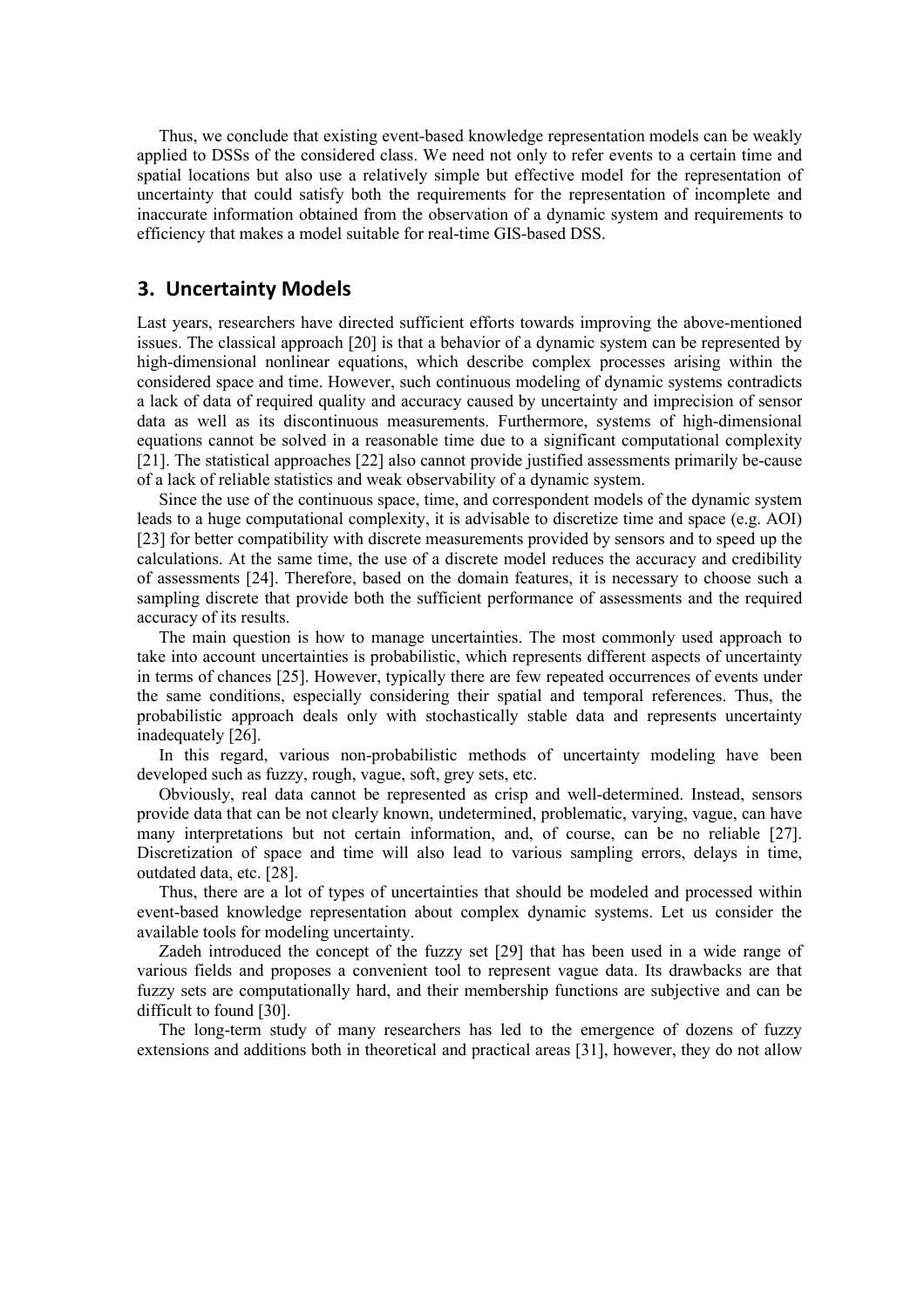Thus, we conclude that existing event-based knowledge representation models can be weakly applied to DSSs of the considered class. We need not only to refer events to a certain time and spatial locations but also use a relatively simple but effective model for the representation of uncertainty that could satisfy both the requirements for the representation of incomplete and inaccurate information obtained from the observation of a dynamic system and requirements to efficiency that makes a model suitable for real-time GIS-based DSS.

## 3. Uncertainty Models

Last years, researchers have directed sufficient efforts towards improving the above-mentioned issues. The classical approach [20] is that a behavior of a dynamic system can be represented by high-dimensional nonlinear equations, which describe complex processes arising within the considered space and time. However, such continuous modeling of dynamic systems contradicts a lack of data of required quality and accuracy caused by uncertainty and imprecision of sensor data as well as its discontinuous measurements. Furthermore, systems of high-dimensional equations cannot be solved in a reasonable time due to a significant computational complexity [21]. The statistical approaches [22] also cannot provide justified assessments primarily be-cause of a lack of reliable statistics and weak observability of a dynamic system.

Since the use of the continuous space, time, and correspondent models of the dynamic system leads to a huge computational complexity, it is advisable to discretize time and space (e.g. AOI) [23] for better compatibility with discrete measurements provided by sensors and to speed up the calculations. At the same time, the use of a discrete model reduces the accuracy and credibility of assessments [24]. Therefore, based on the domain features, it is necessary to choose such a sampling discrete that provide both the sufficient performance of assessments and the required accuracy of its results.

The main question is how to manage uncertainties. The most commonly used approach to take into account uncertainties is probabilistic, which represents different aspects of uncertainty in terms of chances [25]. However, typically there are few repeated occurrences of events under the same conditions, especially considering their spatial and temporal references. Thus, the probabilistic approach deals only with stochastically stable data and represents uncertainty inadequately [26].

In this regard, various non-probabilistic methods of uncertainty modeling have been developed such as fuzzy, rough, vague, soft, grey sets, etc.

Obviously, real data cannot be represented as crisp and well-determined. Instead, sensors provide data that can be not clearly known, undetermined, problematic, varying, vague, can have many interpretations but not certain information, and, of course, can be no reliable [27]. Discretization of space and time will also lead to various sampling errors, delays in time, outdated data, etc. [28].

Thus, there are a lot of types of uncertainties that should be modeled and processed within event-based knowledge representation about complex dynamic systems. Let us consider the available tools for modeling uncertainty.

Zadeh introduced the concept of the fuzzy set [29] that has been used in a wide range of various fields and proposes a convenient tool to represent vague data. Its drawbacks are that fuzzy sets are computationally hard, and their membership functions are subjective and can be difficult to found [30].

The long-term study of many researchers has led to the emergence of dozens of fuzzy extensions and additions both in theoretical and practical areas [31], however, they do not allow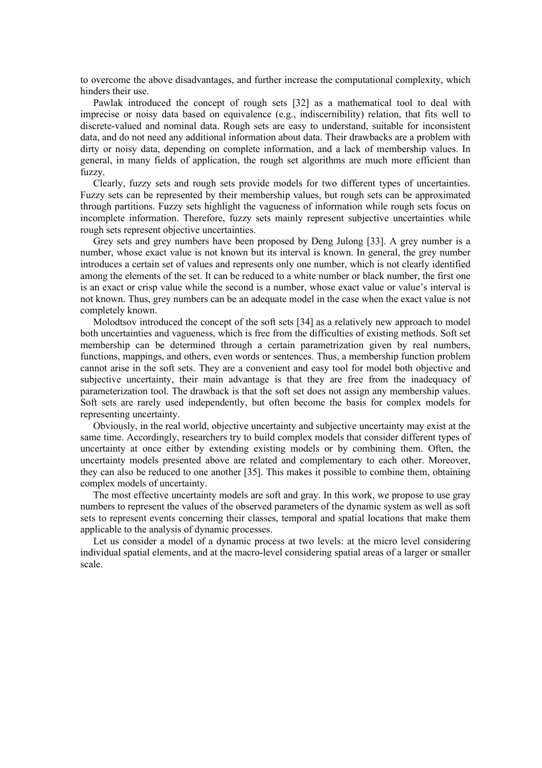to overcome the above disadvantages, and further increase the computational complexity, which hinders their use.

Pawlak introduced the concept of rough sets [32] as a mathematical tool to deal with imprecise or noisy data based on equivalence (e.g., indiscernibility) relation, that fits well to discrete-valued and nominal data. Rough sets are easy to understand, suitable for inconsistent data, and do not need any additional information about data. Their drawbacks are a problem with dirty or noisy data, depending on complete information, and a lack of membership values. In general, in many fields of application, the rough set algorithms are much more efficient than fuzzy.

Clearly, fuzzy sets and rough sets provide models for two different types of uncertainties. Fuzzy sets can be represented by their membership values, but rough sets can be approximated through partitions. Fuzzy sets highlight the vagueness of information while rough sets focus on incomplete information. Therefore, fuzzy sets mainly represent subjective uncertainties while rough sets represent objective uncertainties.

Grey sets and grey numbers have been proposed by Deng Julong [33]. A grey number is a number, whose exact value is not known but its interval is known. In general, the grey number introduces a certain set of values and represents only one number, which is not clearly identified among the elements of the set. It can be reduced to a white number or black number, the first one is an exact or crisp value while the second is a number, whose exact value or value's interval is not known. Thus, grey numbers can be an adequate model in the case when the exact value is not completely known.

Molodtsov introduced the concept of the soft sets [34] as a relatively new approach to model both uncertainties and vagueness, which is free from the difficulties of existing methods. Soft set membership can be determined through a certain parametrization given by real numbers, functions, mappings, and others, even words or sentences. Thus, a membership function problem cannot arise in the soft sets. They are a convenient and easy tool for model both objective and subjective uncertainty, their main advantage is that they are free from the inadequacy of parameterization tool. The drawback is that the soft set does not assign any membership values. Soft sets are rarely used independently, but often become the basis for complex models for representing uncertainty.

Obviously, in the real world, objective uncertainty and subjective uncertainty may exist at the same time. Accordingly, researchers try to build complex models that consider different types of uncertainty at once either by extending existing models or by combining them. Often, the uncertainty models presented above are related and complementary to each other. Moreover, they can also be reduced to one another [35]. This makes it possible to combine them, obtaining complex models of uncertainty.

The most effective uncertainty models are soft and gray. In this work, we propose to use gray numbers to represent the values of the observed parameters of the dynamic system as well as soft sets to represent events concerning their classes, temporal and spatial locations that make them applicable to the analysis of dynamic processes.

Let us consider a model of a dynamic process at two levels: at the micro level considering individual spatial elements, and at the macro-level considering spatial areas of a larger or smaller scale.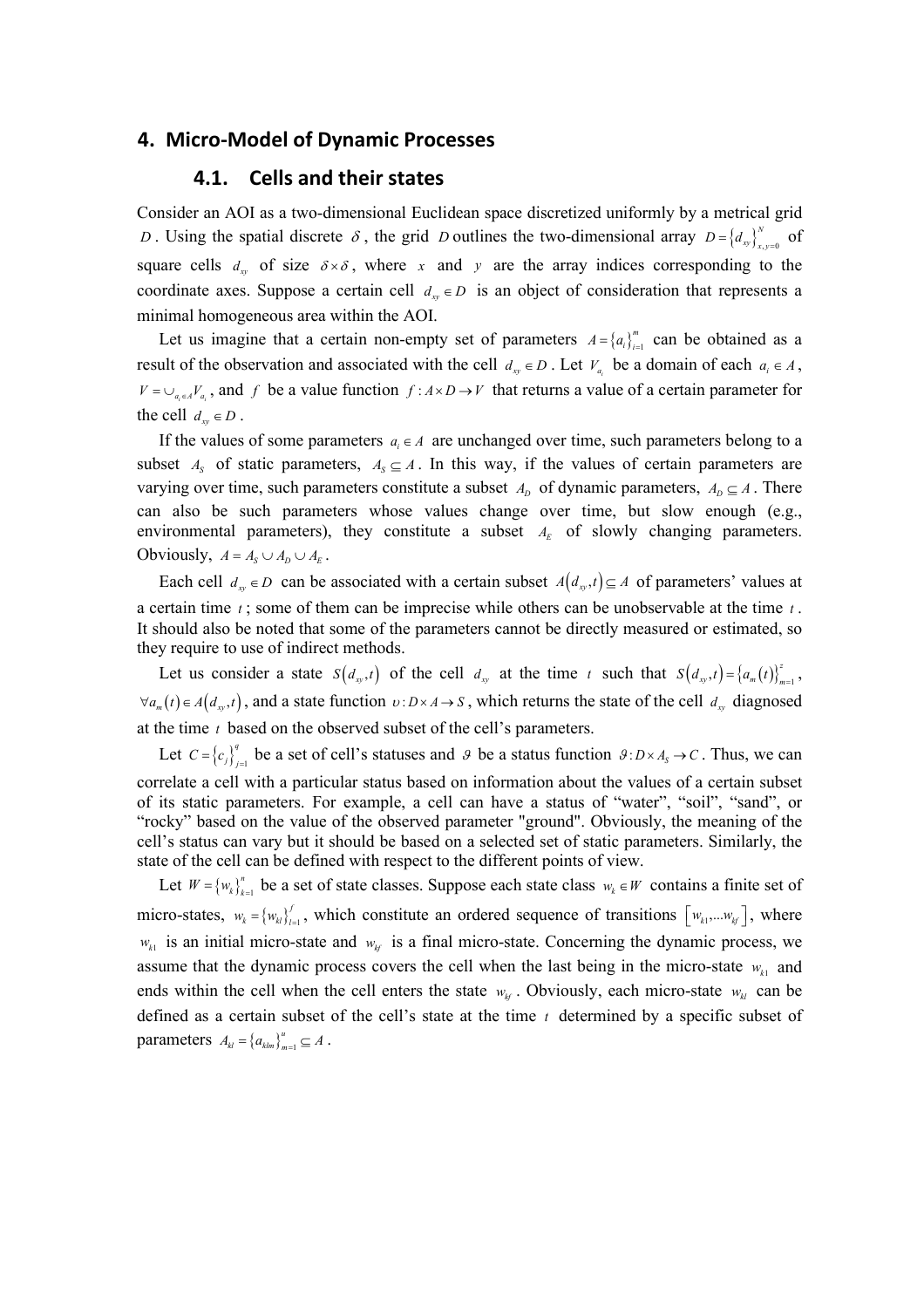## 4. Micro-Model of Dynamic Processes

### 4.1. Cells and their states

Consider an AOI as a two-dimensional Euclidean space discretized uniformly by a metrical grid $D$. Using the spatial discrete $\delta$, the grid $D$ outlines the two-dimensional array $D = \{d_{xy}\}_{x,y=0}^{N}$ of square cells $d_{xy}$ of size $\delta \times \delta$, where $x$ and $y$ are the array indices corresponding to the coordinate axes. Suppose a certain cell $d_{xy} \in D$ is an object of consideration that represents a minimal homogeneous area within the AOI.

Let us imagine that a certain non-empty set of parameters $A = \{a_i\}_{i=1}^{m}$ can be obtained as a result of the observation and associated with the cell $d_{xy} \in D$. Let $V_{a_i}$ be a domain of each $a_i \in A$, $V = \cup_{a_i \in A} V_{a_i}$, and $f$ be a value function $f : A \times D \to V$ that returns a value of a certain parameter for the cell $d_{xy} \in D$.

If the values of some parameters $a_i \in A$ are unchanged over time, such parameters belong to a subset $A_S$ of static parameters, $A_S \subseteq A$. In this way, if the values of certain parameters are varying over time, such parameters constitute a subset $A_D$ of dynamic parameters, $A_D \subseteq A$. There can also be such parameters whose values change over time, but slow enough (e.g., environmental parameters), they constitute a subset $A_E$ of slowly changing parameters. Obviously, $A = A_S \cup A_D \cup A_E$.

Each cell $d_{xy} \in D$ can be associated with a certain subset $A(d_{xy}, t) \subseteq A$ of parameters' values at a certain time $t$; some of them can be imprecise while others can be unobservable at the time $t$. It should also be noted that some of the parameters cannot be directly measured or estimated, so they require to use of indirect methods.

Let us consider a state $S(d_{xy}, t)$ of the cell $d_{xy}$ at the time $t$ such that $S(d_{xy}, t) = \{a_m(t)\}_{m=1}^{z}$, $\forall a_m(t) \in A(d_{xy}, t)$, and a state function $\upsilon : D \times A \to S$, which returns the state of the cell $d_{xy}$ diagnosed at the time $t$ based on the observed subset of the cell's parameters.

Let $C = \{c_j\}_{j=1}^{q}$ be a set of cell's statuses and $\vartheta$ be a status function $\vartheta : D \times A_S \to C$. Thus, we can correlate a cell with a particular status based on information about the values of a certain subset of its static parameters. For example, a cell can have a status of "water", "soil", "sand", or "rocky" based on the value of the observed parameter "ground". Obviously, the meaning of the cell's status can vary but it should be based on a selected set of static parameters. Similarly, the state of the cell can be defined with respect to the different points of view.

Let $W = \{w_k\}_{k=1}^{n}$ be a set of state classes. Suppose each state class $w_k \in W$ contains a finite set of micro-states, $w_k = \{w_{kl}\}_{l=1}^{f}$, which constitute an ordered sequence of transitions $[w_{k1}, \ldots w_{kf}]$, where $w_{k1}$ is an initial micro-state and $w_{kf}$ is a final micro-state. Concerning the dynamic process, we assume that the dynamic process covers the cell when the last being in the micro-state $w_{k1}$ and ends within the cell when the cell enters the state $w_{kf}$. Obviously, each micro-state $w_{kl}$ can be defined as a certain subset of the cell's state at the time $t$ determined by a specific subset of parameters $A_{kl} = \{a_{klm}\}_{m=1}^{u} \subseteq A$.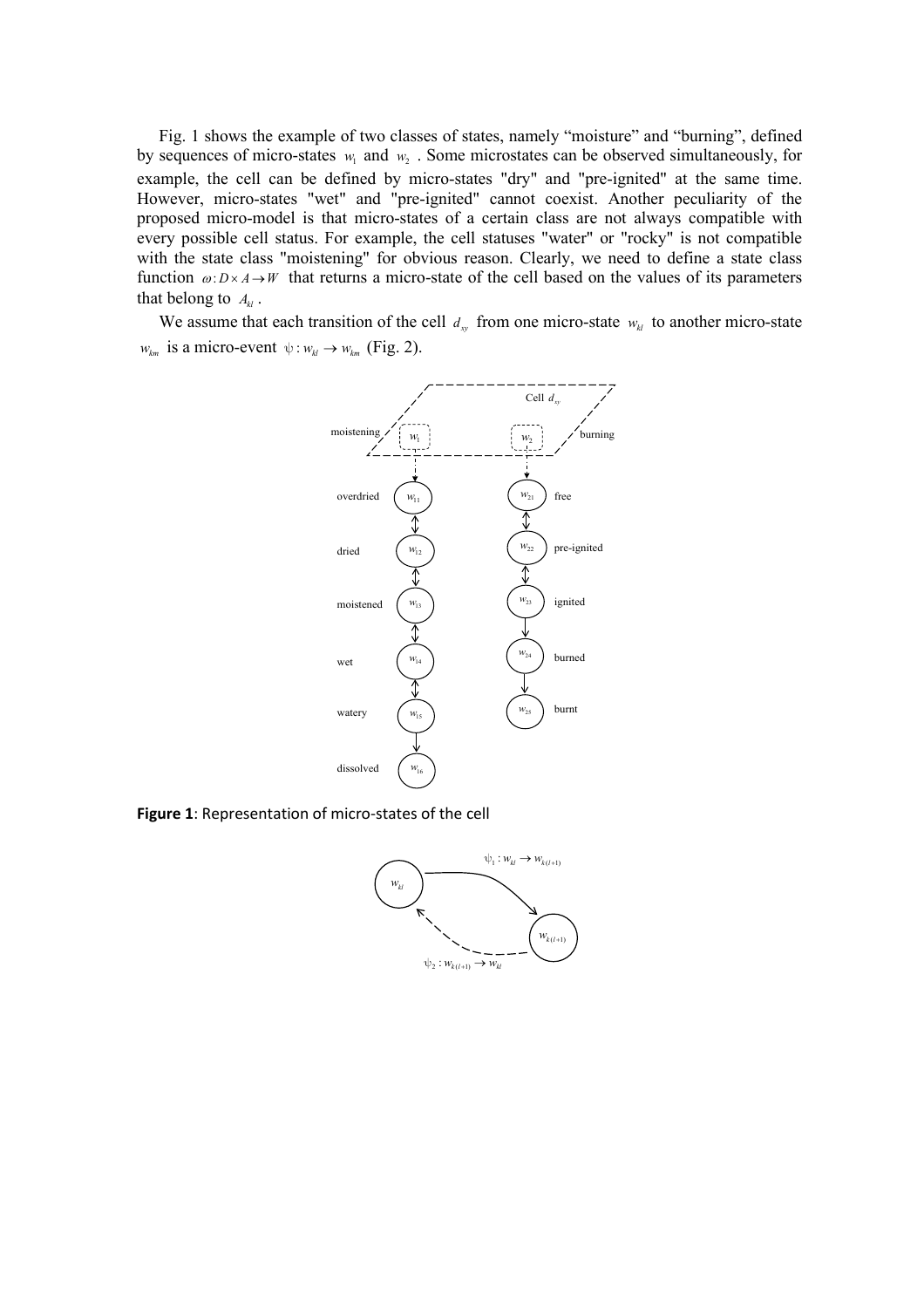Fig. 1 shows the example of two classes of states, namely “moisture” and “burning”, defined by sequences of micro-states $w_1$ and $w_2$ . Some microstates can be observed simultaneously, for example, the cell can be defined by micro-states "dry" and "pre-ignited" at the same time. However, micro-states "wet" and "pre-ignited" cannot coexist. Another peculiarity of the proposed micro-model is that micro-states of a certain class are not always compatible with every possible cell status. For example, the cell statuses "water" or "rocky" is not compatible with the state class "moistening" for obvious reason. Clearly, we need to define a state class function $\omega : D \times A \rightarrow W$ that returns a micro-state of the cell based on the values of its parameters that belong to $A_{kl}$ .

We assume that each transition of the cell $d_{xy}$ from one micro-state $w_{kl}$ to another micro-state $w_{km}$ is a micro-event $\psi : w_{kl} \rightarrow w_{km}$ (Fig. 2).

**Figure 1**: Representation of micro-states of the cell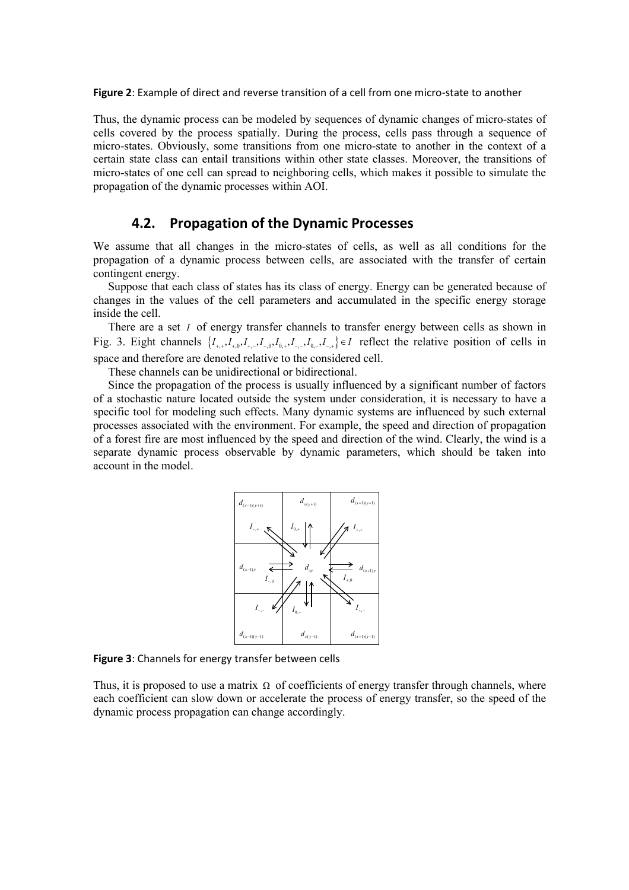**Figure 2**: Example of direct and reverse transition of a cell from one micro-state to another

Thus, the dynamic process can be modeled by sequences of dynamic changes of micro-states of cells covered by the process spatially. During the process, cells pass through a sequence of micro-states. Obviously, some transitions from one micro-state to another in the context of a certain state class can entail transitions within other state classes. Moreover, the transitions of micro-states of one cell can spread to neighboring cells, which makes it possible to simulate the propagation of the dynamic processes within AOI.

## 4.2. Propagation of the Dynamic Processes

We assume that all changes in the micro-states of cells, as well as all conditions for the propagation of a dynamic process between cells, are associated with the transfer of certain contingent energy.

Suppose that each class of states has its class of energy. Energy can be generated because of changes in the values of the cell parameters and accumulated in the specific energy storage inside the cell.

There are a set $I$ of energy transfer channels to transfer energy between cells as shown in Fig. 3. Eight channels $\{I_{+,+}, I_{+,0}, I_{+,-}, I_{-,0}, I_{0,+}, I_{-,-}, I_{0,-}, I_{-,+}\} \in I$ reflect the relative position of cells in space and therefore are denoted relative to the considered cell.

These channels can be unidirectional or bidirectional.

Since the propagation of the process is usually influenced by a significant number of factors of a stochastic nature located outside the system under consideration, it is necessary to have a specific tool for modeling such effects. Many dynamic systems are influenced by such external processes associated with the environment. For example, the speed and direction of propagation of a forest fire are most influenced by the speed and direction of the wind. Clearly, the wind is a separate dynamic process observable by dynamic parameters, which should be taken into account in the model.

| $d_{(x-1)(y+1)}$ <br> $I_{-,+}$ | $d_{x(y+1)}$ <br> $I_{0,+}$ | $d_{(x+1)(y+1)}$ <br> $I_{+,+}$ |
|---|---|---|
| $d_{(x-1)y}$ <br> $I_{-,0}$ | $d_{xy}$ | $d_{(x+1)y}$ <br> $I_{+,0}$ |
| $I_{-,-}$ <br> $d_{(x-1)(y-1)}$ | $I_{0,-}$ <br> $d_{x(y-1)}$ | $I_{+,-}$ <br> $d_{(x+1)(y-1)}$ |

**Figure 3**: Channels for energy transfer between cells

Thus, it is proposed to use a matrix $\Omega$ of coefficients of energy transfer through channels, where each coefficient can slow down or accelerate the process of energy transfer, so the speed of the dynamic process propagation can change accordingly.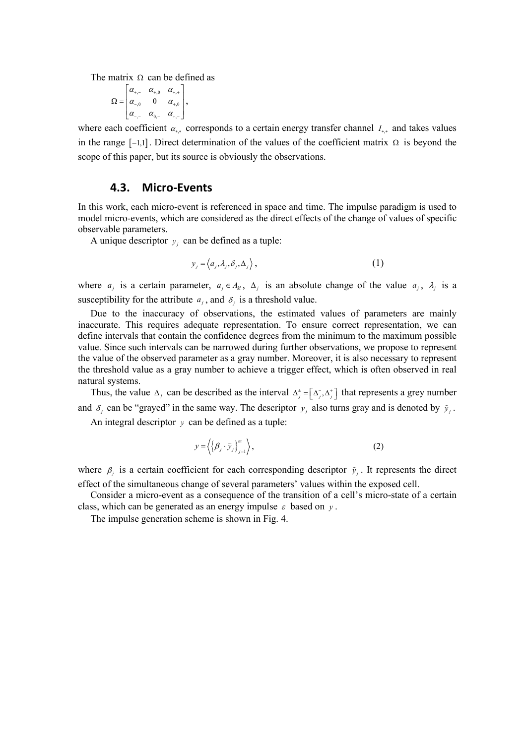The matrix $\Omega$ can be defined as

$$\Omega = \begin{bmatrix} \alpha_{+,-} & \alpha_{+,0} & \alpha_{+,+} \\ \alpha_{-,0} & 0 & \alpha_{+,0} \\ \alpha_{-,-} & \alpha_{0,-} & \alpha_{+,-} \end{bmatrix},$$

where each coefficient $\alpha_{*,*}$ corresponds to a certain energy transfer channel $I_{*,*}$ and takes values in the range $[-1,1]$. Direct determination of the values of the coefficient matrix $\Omega$ is beyond the scope of this paper, but its source is obviously the observations.

### 4.3. Micro-Events

In this work, each micro-event is referenced in space and time. The impulse paradigm is used to model micro-events, which are considered as the direct effects of the change of values of specific observable parameters.

A unique descriptor $y_j$ can be defined as a tuple:

$$y_j = \langle a_j, \lambda_j, \delta_j, \Delta_j \rangle, \tag{1}$$

where $a_j$ is a certain parameter, $a_j \in A_{kl}$, $\Delta_j$ is an absolute change of the value $a_j$, $\lambda_j$ is a susceptibility for the attribute $a_j$, and $\delta_j$ is a threshold value.

Due to the inaccuracy of observations, the estimated values of parameters are mainly inaccurate. This requires adequate representation. To ensure correct representation, we can define intervals that contain the confidence degrees from the minimum to the maximum possible value. Since such intervals can be narrowed during further observations, we propose to represent the value of the observed parameter as a gray number. Moreover, it is also necessary to represent the threshold value as a gray number to achieve a trigger effect, which is often observed in real natural systems.

Thus, the value $\Delta_j$ can be described as the interval $\Delta_j^{\pm} = [\Delta_j^{-}, \Delta_j^{+}]$ that represents a grey number and $\delta_j$ can be "grayed" in the same way. The descriptor $y_j$ also turns gray and is denoted by $\tilde{y}_j$.

An integral descriptor $y$ can be defined as a tuple:

$$y = \left\langle \left\{ \beta_j \cdot \tilde{y}_j \right\}_{j=1}^{m} \right\rangle, \tag{2}$$

where $\beta_j$ is a certain coefficient for each corresponding descriptor $\tilde{y}_j$. It represents the direct effect of the simultaneous change of several parameters' values within the exposed cell.

Consider a micro-event as a consequence of the transition of a cell's micro-state of a certain class, which can be generated as an energy impulse $\varepsilon$ based on $y$.

The impulse generation scheme is shown in Fig. 4.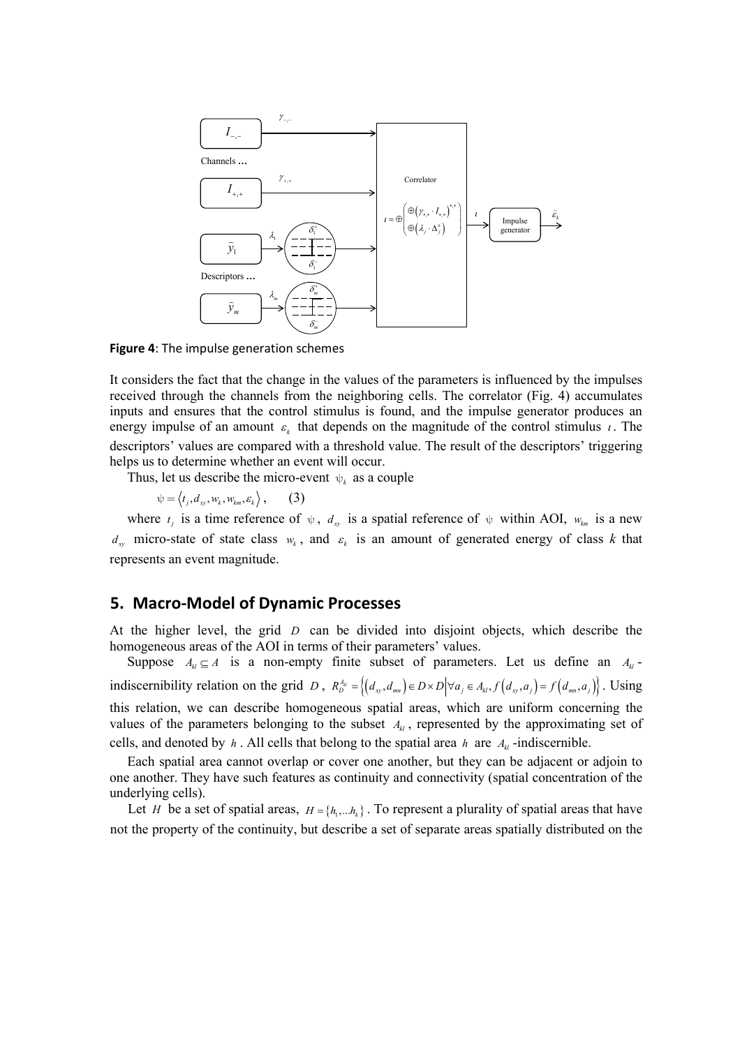**Figure 4**: The impulse generation schemes

It considers the fact that the change in the values of the parameters is influenced by the impulses received through the channels from the neighboring cells. The correlator (Fig. 4) accumulates inputs and ensures that the control stimulus is found, and the impulse generator produces an energy impulse of an amount $\varepsilon_k$ that depends on the magnitude of the control stimulus $\iota$. The descriptors' values are compared with a threshold value. The result of the descriptors' triggering helps us to determine whether an event will occur.

Thus, let us describe the micro-event $\psi_k$ as a couple

$$\psi = \langle t_j, d_{xy}, w_k, w_{km}, \varepsilon_k \rangle, \qquad (3)$$

where $t_j$ is a time reference of $\psi$, $d_{xy}$ is a spatial reference of $\psi$ within AOI, $w_{km}$ is a new $d_{xy}$ micro-state of state class $w_k$, and $\varepsilon_k$ is an amount of generated energy of class $k$ that represents an event magnitude.

## 5. Macro-Model of Dynamic Processes

At the higher level, the grid $D$ can be divided into disjoint objects, which describe the homogeneous areas of the AOI in terms of their parameters' values.

Suppose $A_{kl} \subseteq A$ is a non-empty finite subset of parameters. Let us define an $A_{kl}$-indiscernibility relation on the grid $D$, $R_D^{A_{kl}} = \left\{ \left(d_{xy}, d_{mn}\right) \in D \times D \middle| \forall a_j \in A_{kl}, f\left(d_{xy}, a_j\right) = f\left(d_{mn}, a_j\right) \right\}$. Using this relation, we can describe homogeneous spatial areas, which are uniform concerning the values of the parameters belonging to the subset $A_{kl}$, represented by the approximating set of cells, and denoted by $h$. All cells that belong to the spatial area $h$ are $A_{kl}$-indiscernible.

Each spatial area cannot overlap or cover one another, but they can be adjacent or adjoin to one another. They have such features as continuity and connectivity (spatial concentration of the underlying cells).

Let $H$ be a set of spatial areas, $H = \{h_1, \ldots h_k\}$. To represent a plurality of spatial areas that have not the property of the continuity, but describe a set of separate areas spatially distributed on the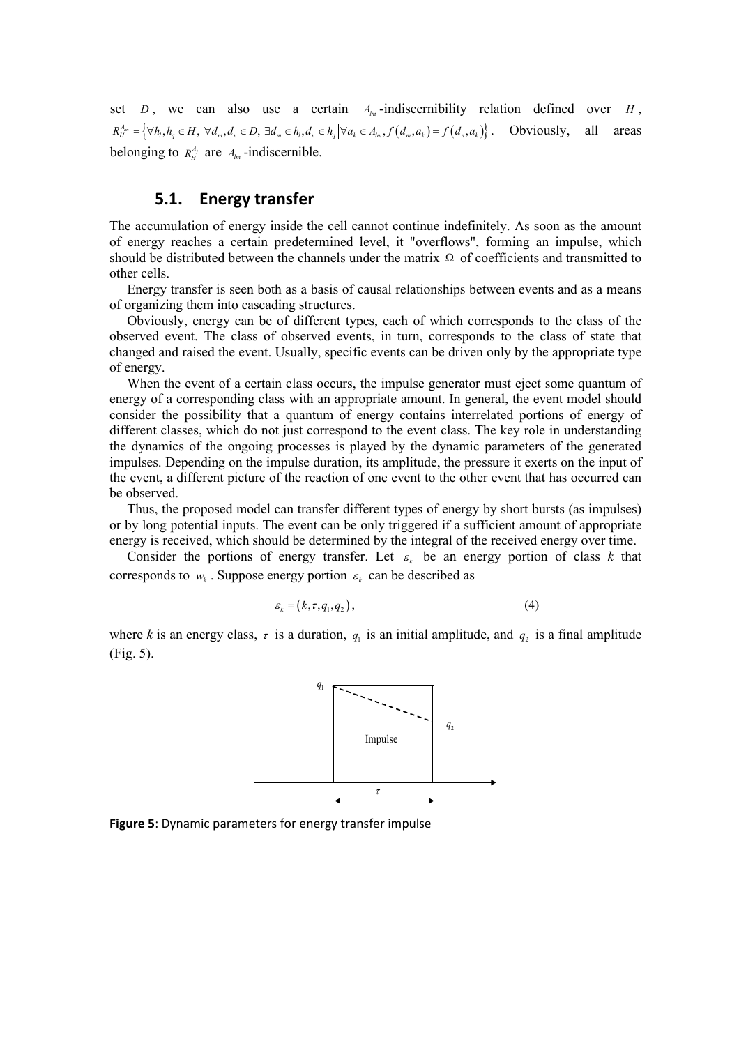set $D$, we can also use a certain $A_{lm}$-indiscernibility relation defined over $H$, $R_H^{A_{lm}} = \left\{ \forall h_l, h_q \in H,\ \forall d_m, d_n \in D,\ \exists d_m \in h_l, d_n \in h_q \middle| \forall a_k \in A_{lm}, f\left(d_m, a_k\right) = f\left(d_n, a_k\right) \right\}$. Obviously, all areas belonging to $R_H^{A_l}$ are $A_{lm}$-indiscernible.

## 5.1. Energy transfer

The accumulation of energy inside the cell cannot continue indefinitely. As soon as the amount of energy reaches a certain predetermined level, it "overflows", forming an impulse, which should be distributed between the channels under the matrix $\Omega$ of coefficients and transmitted to other cells.

Energy transfer is seen both as a basis of causal relationships between events and as a means of organizing them into cascading structures.

Obviously, energy can be of different types, each of which corresponds to the class of the observed event. The class of observed events, in turn, corresponds to the class of state that changed and raised the event. Usually, specific events can be driven only by the appropriate type of energy.

When the event of a certain class occurs, the impulse generator must eject some quantum of energy of a corresponding class with an appropriate amount. In general, the event model should consider the possibility that a quantum of energy contains interrelated portions of energy of different classes, which do not just correspond to the event class. The key role in understanding the dynamics of the ongoing processes is played by the dynamic parameters of the generated impulses. Depending on the impulse duration, its amplitude, the pressure it exerts on the input of the event, a different picture of the reaction of one event to the other event that has occurred can be observed.

Thus, the proposed model can transfer different types of energy by short bursts (as impulses) or by long potential inputs. The event can be only triggered if a sufficient amount of appropriate energy is received, which should be determined by the integral of the received energy over time.

Consider the portions of energy transfer. Let $\varepsilon_k$ be an energy portion of class $k$ that corresponds to $w_k$. Suppose energy portion $\varepsilon_k$ can be described as

$$\varepsilon_k = \left(k, \tau, q_1, q_2\right), \tag{4}$$

where $k$ is an energy class, $\tau$ is a duration, $q_1$ is an initial amplitude, and $q_2$ is a final amplitude (Fig. 5).

**Figure 5**: Dynamic parameters for energy transfer impulse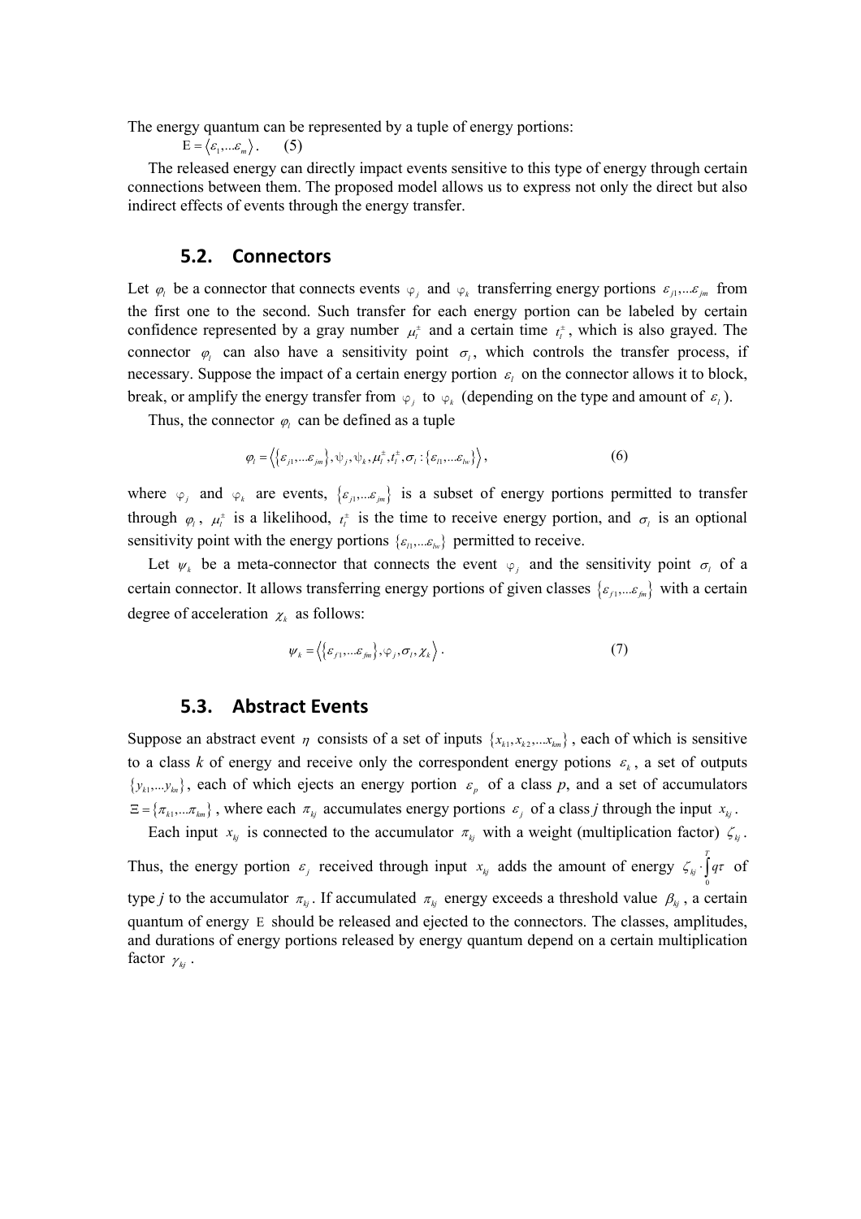The energy quantum can be represented by a tuple of energy portions:

$$\mathrm{E} = \langle \varepsilon_1, \ldots \varepsilon_m \rangle . \qquad (5)$$

The released energy can directly impact events sensitive to this type of energy through certain connections between them. The proposed model allows us to express not only the direct but also indirect effects of events through the energy transfer.

## 5.2. Connectors

Let $\varphi_l$ be a connector that connects events $\varphi_j$ and $\varphi_k$ transferring energy portions $\varepsilon_{j1}, \ldots \varepsilon_{jm}$ from the first one to the second. Such transfer for each energy portion can be labeled by certain confidence represented by a gray number $\mu_l^{\pm}$ and a certain time $t_l^{\pm}$, which is also grayed. The connector $\varphi_l$ can also have a sensitivity point $\sigma_l$, which controls the transfer process, if necessary. Suppose the impact of a certain energy portion $\varepsilon_l$ on the connector allows it to block, break, or amplify the energy transfer from $\varphi_j$ to $\varphi_k$ (depending on the type and amount of $\varepsilon_l$).

Thus, the connector $\varphi_l$ can be defined as a tuple

$$\varphi_l = \left\langle \left\{ \varepsilon_{j1}, \ldots \varepsilon_{jm} \right\}, \psi_j, \psi_k, \mu_l^{\pm}, t_l^{\pm}, \sigma_l : \left\{ \varepsilon_{l1}, \ldots \varepsilon_{lw} \right\} \right\rangle , \qquad (6)$$

where $\varphi_j$ and $\varphi_k$ are events, $\{\varepsilon_{j1}, \ldots \varepsilon_{jm}\}$ is a subset of energy portions permitted to transfer through $\varphi_l$, $\mu_l^{\pm}$ is a likelihood, $t_l^{\pm}$ is the time to receive energy portion, and $\sigma_l$ is an optional sensitivity point with the energy portions $\{\varepsilon_{l1}, \ldots \varepsilon_{lw}\}$ permitted to receive.

Let $\psi_k$ be a meta-connector that connects the event $\varphi_j$ and the sensitivity point $\sigma_l$ of a certain connector. It allows transferring energy portions of given classes $\{\varepsilon_{f1}, \ldots \varepsilon_{fm}\}$ with a certain degree of acceleration $\chi_k$ as follows:

$$\psi_k = \left\langle \left\{ \varepsilon_{f1}, \ldots \varepsilon_{fm} \right\}, \varphi_j, \sigma_l, \chi_k \right\rangle . \qquad (7)$$

## 5.3. Abstract Events

Suppose an abstract event $\eta$ consists of a set of inputs $\{x_{k1}, x_{k2}, \ldots x_{km}\}$, each of which is sensitive to a class *k* of energy and receive only the correspondent energy potions $\varepsilon_k$, a set of outputs $\{y_{k1}, \ldots y_{kn}\}$, each of which ejects an energy portion $\varepsilon_p$ of a class *p*, and a set of accumulators $\Xi = \{\pi_{k1}, \ldots \pi_{km}\}$, where each $\pi_{kj}$ accumulates energy portions $\varepsilon_j$ of a class *j* through the input $x_{kj}$.

Each input $x_{kj}$ is connected to the accumulator $\pi_{kj}$ with a weight (multiplication factor) $\zeta_{kj}$. Thus, the energy portion $\varepsilon_j$ received through input $x_{kj}$ adds the amount of energy $\zeta_{kj} \cdot \int_0^T q\tau$ of type *j* to the accumulator $\pi_{kj}$. If accumulated $\pi_{kj}$ energy exceeds a threshold value $\beta_{kj}$, a certain quantum of energy $\mathrm{E}$ should be released and ejected to the connectors. The classes, amplitudes, and durations of energy portions released by energy quantum depend on a certain multiplication factor $\gamma_{kj}$.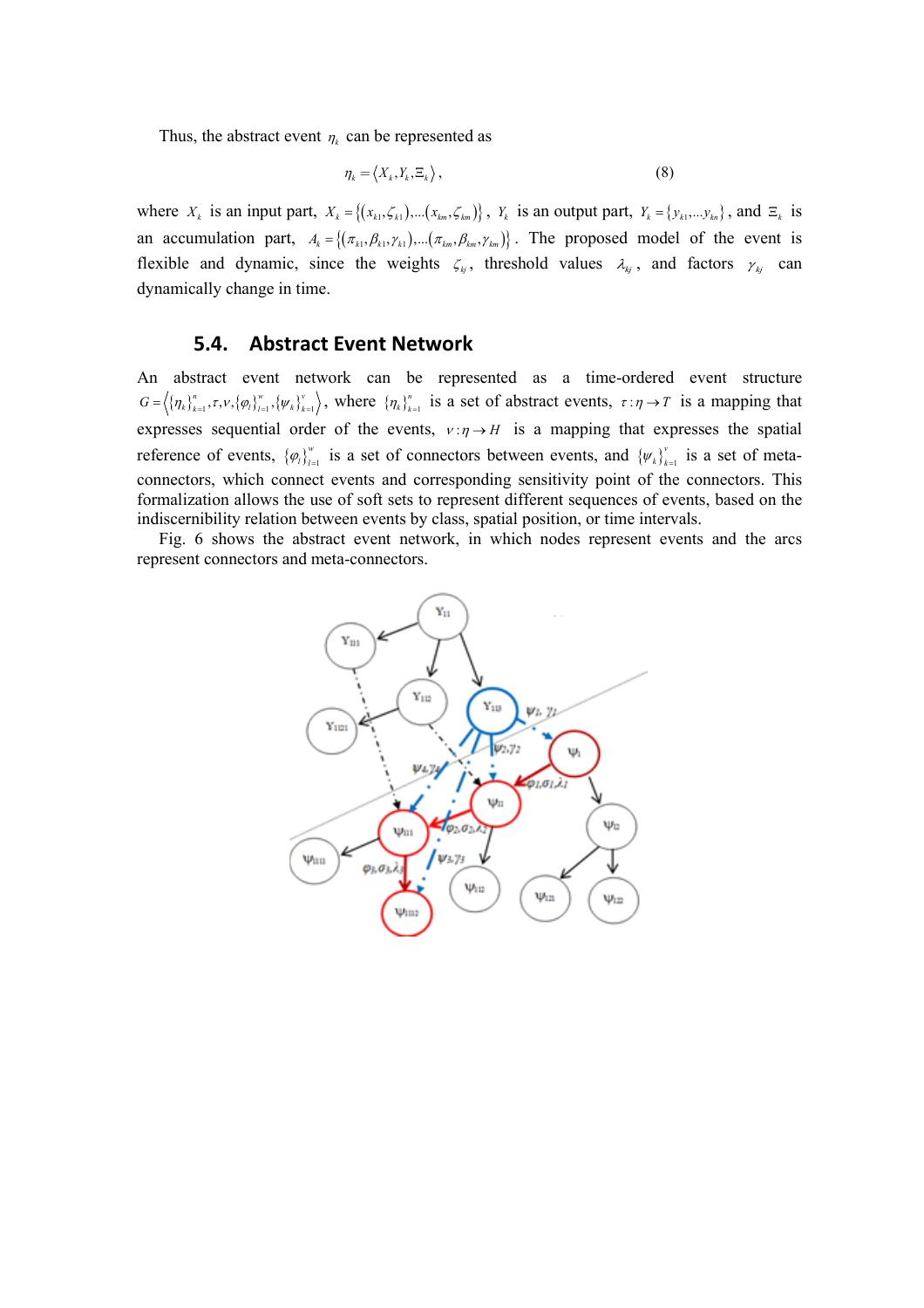Thus, the abstract event $\eta_k$ can be represented as

$$\eta_k = \langle X_k, Y_k, \Xi_k \rangle, \tag{8}$$

where $X_k$ is an input part, $X_k = \{(x_{k1}, \zeta_{k1}), \ldots (x_{km}, \zeta_{km})\}$, $Y_k$ is an output part, $Y_k = \{y_{k1}, \ldots y_{kn}\}$, and $\Xi_k$ is an accumulation part, $A_k = \{(\pi_{k1}, \beta_{k1}, \gamma_{k1}), \ldots (\pi_{km}, \beta_{km}, \gamma_{km})\}$. The proposed model of the event is flexible and dynamic, since the weights $\zeta_{kj}$, threshold values $\lambda_{kj}$, and factors $\gamma_{kj}$ can dynamically change in time.

### 5.4. Abstract Event Network

An abstract event network can be represented as a time-ordered event structure $G = \langle \{\eta_k\}_{k=1}^{n}, \tau, \nu, \{\varphi_l\}_{l=1}^{w}, \{\psi_k\}_{k=1}^{v} \rangle$, where $\{\eta_k\}_{k=1}^{n}$ is a set of abstract events, $\tau : \eta \rightarrow T$ is a mapping that expresses sequential order of the events, $\nu : \eta \rightarrow H$ is a mapping that expresses the spatial reference of events, $\{\varphi_l\}_{l=1}^{w}$ is a set of connectors between events, and $\{\psi_k\}_{k=1}^{v}$ is a set of meta-connectors, which connect events and corresponding sensitivity point of the connectors. This formalization allows the use of soft sets to represent different sequences of events, based on the indiscernibility relation between events by class, spatial position, or time intervals.

Fig. 6 shows the abstract event network, in which nodes represent events and the arcs represent connectors and meta-connectors.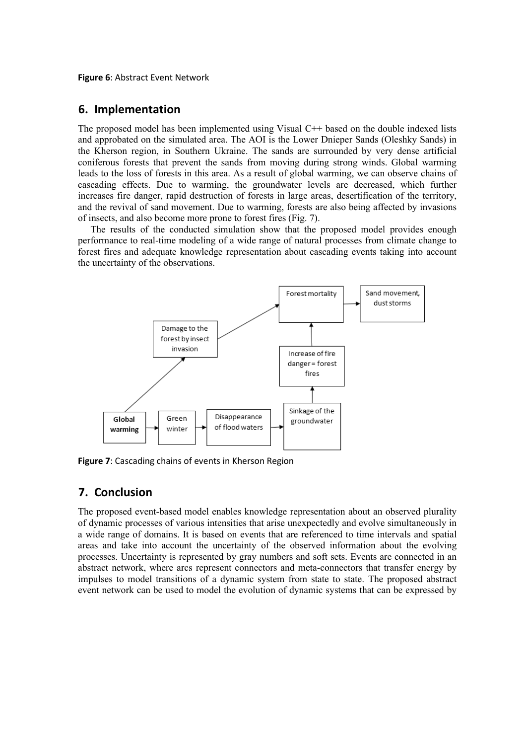**Figure 6**: Abstract Event Network

## 6. Implementation

The proposed model has been implemented using Visual C++ based on the double indexed lists and approbated on the simulated area. The AOI is the Lower Dnieper Sands (Oleshky Sands) in the Kherson region, in Southern Ukraine. The sands are surrounded by very dense artificial coniferous forests that prevent the sands from moving during strong winds. Global warming leads to the loss of forests in this area. As a result of global warming, we can observe chains of cascading effects. Due to warming, the groundwater levels are decreased, which further increases fire danger, rapid destruction of forests in large areas, desertification of the territory, and the revival of sand movement. Due to warming, forests are also being affected by invasions of insects, and also become more prone to forest fires (Fig. 7).

The results of the conducted simulation show that the proposed model provides enough performance to real-time modeling of a wide range of natural processes from climate change to forest fires and adequate knowledge representation about cascading events taking into account the uncertainty of the observations.

**Figure 7**: Cascading chains of events in Kherson Region

## 7. Conclusion

The proposed event-based model enables knowledge representation about an observed plurality of dynamic processes of various intensities that arise unexpectedly and evolve simultaneously in a wide range of domains. It is based on events that are referenced to time intervals and spatial areas and take into account the uncertainty of the observed information about the evolving processes. Uncertainty is represented by gray numbers and soft sets. Events are connected in an abstract network, where arcs represent connectors and meta-connectors that transfer energy by impulses to model transitions of a dynamic system from state to state. The proposed abstract event network can be used to model the evolution of dynamic systems that can be expressed by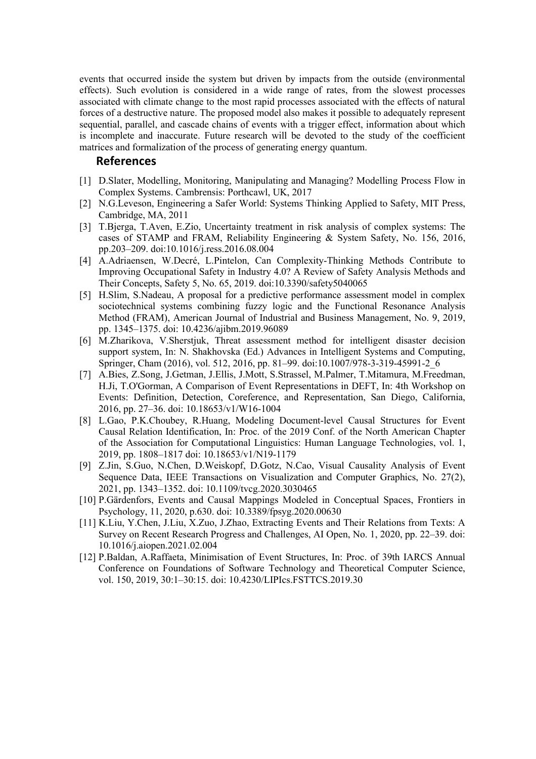events that occurred inside the system but driven by impacts from the outside (environmental effects). Such evolution is considered in a wide range of rates, from the slowest processes associated with climate change to the most rapid processes associated with the effects of natural forces of a destructive nature. The proposed model also makes it possible to adequately represent sequential, parallel, and cascade chains of events with a trigger effect, information about which is incomplete and inaccurate. Future research will be devoted to the study of the coefficient matrices and formalization of the process of generating energy quantum.

## References

[1] D.Slater, Modelling, Monitoring, Manipulating and Managing? Modelling Process Flow in Complex Systems. Cambrensis: Porthcawl, UK, 2017

[2] N.G.Leveson, Engineering a Safer World: Systems Thinking Applied to Safety, MIT Press, Cambridge, MA, 2011

[3] T.Bjerga, T.Aven, E.Zio, Uncertainty treatment in risk analysis of complex systems: The cases of STAMP and FRAM, Reliability Engineering & System Safety, No. 156, 2016, pp.203–209. doi:10.1016/j.ress.2016.08.004

[4] A.Adriaensen, W.Decré, L.Pintelon, Can Complexity-Thinking Methods Contribute to Improving Occupational Safety in Industry 4.0? A Review of Safety Analysis Methods and Their Concepts, Safety 5, No. 65, 2019. doi:10.3390/safety5040065

[5] H.Slim, S.Nadeau, A proposal for a predictive performance assessment model in complex sociotechnical systems combining fuzzy logic and the Functional Resonance Analysis Method (FRAM), American Journal of Industrial and Business Management, No. 9, 2019, pp. 1345–1375. doi: 10.4236/ajibm.2019.96089

[6] M.Zharikova, V.Sherstjuk, Threat assessment method for intelligent disaster decision support system, In: N. Shakhovska (Ed.) Advances in Intelligent Systems and Computing, Springer, Cham (2016), vol. 512, 2016, pp. 81–99. doi:10.1007/978-3-319-45991-2_6

[7] A.Bies, Z.Song, J.Getman, J.Ellis, J.Mott, S.Strassel, M.Palmer, T.Mitamura, M.Freedman, H.Ji, T.O'Gorman, A Comparison of Event Representations in DEFT, In: 4th Workshop on Events: Definition, Detection, Coreference, and Representation, San Diego, California, 2016, pp. 27–36. doi: 10.18653/v1/W16-1004

[8] L.Gao, P.K.Choubey, R.Huang, Modeling Document-level Causal Structures for Event Causal Relation Identification, In: Proc. of the 2019 Conf. of the North American Chapter of the Association for Computational Linguistics: Human Language Technologies, vol. 1, 2019, pp. 1808–1817 doi: 10.18653/v1/N19-1179

[9] Z.Jin, S.Guo, N.Chen, D.Weiskopf, D.Gotz, N.Cao, Visual Causality Analysis of Event Sequence Data, IEEE Transactions on Visualization and Computer Graphics, No. 27(2), 2021, pp. 1343–1352. doi: 10.1109/tvcg.2020.3030465

[10] P.Gärdenfors, Events and Causal Mappings Modeled in Conceptual Spaces, Frontiers in Psychology, 11, 2020, p.630. doi: 10.3389/fpsyg.2020.00630

[11] K.Liu, Y.Chen, J.Liu, X.Zuo, J.Zhao, Extracting Events and Their Relations from Texts: A Survey on Recent Research Progress and Challenges, AI Open, No. 1, 2020, pp. 22–39. doi: 10.1016/j.aiopen.2021.02.004

[12] P.Baldan, A.Raffaeta, Minimisation of Event Structures, In: Proc. of 39th IARCS Annual Conference on Foundations of Software Technology and Theoretical Computer Science, vol. 150, 2019, 30:1–30:15. doi: 10.4230/LIPIcs.FSTTCS.2019.30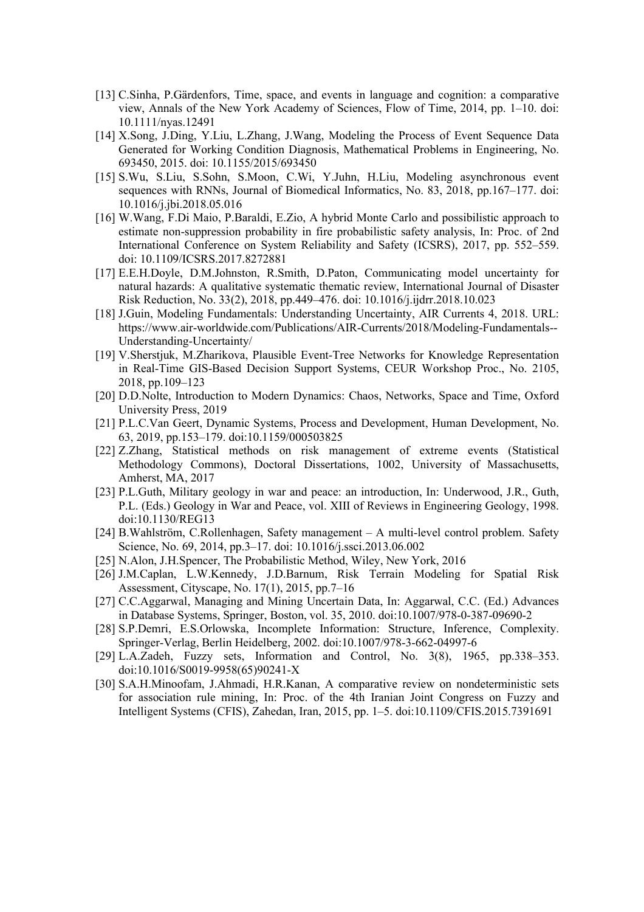[13] C.Sinha, P.Gärdenfors, Time, space, and events in language and cognition: a comparative view, Annals of the New York Academy of Sciences, Flow of Time, 2014, pp. 1–10. doi: 10.1111/nyas.12491

[14] X.Song, J.Ding, Y.Liu, L.Zhang, J.Wang, Modeling the Process of Event Sequence Data Generated for Working Condition Diagnosis, Mathematical Problems in Engineering, No. 693450, 2015. doi: 10.1155/2015/693450

[15] S.Wu, S.Liu, S.Sohn, S.Moon, C.Wi, Y.Juhn, H.Liu, Modeling asynchronous event sequences with RNNs, Journal of Biomedical Informatics, No. 83, 2018, pp.167–177. doi: 10.1016/j.jbi.2018.05.016

[16] W.Wang, F.Di Maio, P.Baraldi, E.Zio, A hybrid Monte Carlo and possibilistic approach to estimate non-suppression probability in fire probabilistic safety analysis, In: Proc. of 2nd International Conference on System Reliability and Safety (ICSRS), 2017, pp. 552–559. doi: 10.1109/ICSRS.2017.8272881

[17] E.E.H.Doyle, D.M.Johnston, R.Smith, D.Paton, Communicating model uncertainty for natural hazards: A qualitative systematic thematic review, International Journal of Disaster Risk Reduction, No. 33(2), 2018, pp.449–476. doi: 10.1016/j.ijdrr.2018.10.023

[18] J.Guin, Modeling Fundamentals: Understanding Uncertainty, AIR Currents 4, 2018. URL: https://www.air-worldwide.com/Publications/AIR-Currents/2018/Modeling-Fundamentals--Understanding-Uncertainty/

[19] V.Sherstjuk, M.Zharikova, Plausible Event-Tree Networks for Knowledge Representation in Real-Time GIS-Based Decision Support Systems, CEUR Workshop Proc., No. 2105, 2018, pp.109–123

[20] D.D.Nolte, Introduction to Modern Dynamics: Chaos, Networks, Space and Time, Oxford University Press, 2019

[21] P.L.C.Van Geert, Dynamic Systems, Process and Development, Human Development, No. 63, 2019, pp.153–179. doi:10.1159/000503825

[22] Z.Zhang, Statistical methods on risk management of extreme events (Statistical Methodology Commons), Doctoral Dissertations, 1002, University of Massachusetts, Amherst, MA, 2017

[23] P.L.Guth, Military geology in war and peace: an introduction, In: Underwood, J.R., Guth, P.L. (Eds.) Geology in War and Peace, vol. XIII of Reviews in Engineering Geology, 1998. doi:10.1130/REG13

[24] B.Wahlström, C.Rollenhagen, Safety management – A multi-level control problem. Safety Science, No. 69, 2014, pp.3–17. doi: 10.1016/j.ssci.2013.06.002

[25] N.Alon, J.H.Spencer, The Probabilistic Method, Wiley, New York, 2016

[26] J.M.Caplan, L.W.Kennedy, J.D.Barnum, Risk Terrain Modeling for Spatial Risk Assessment, Cityscape, No. 17(1), 2015, pp.7–16

[27] C.C.Aggarwal, Managing and Mining Uncertain Data, In: Aggarwal, C.C. (Ed.) Advances in Database Systems, Springer, Boston, vol. 35, 2010. doi:10.1007/978-0-387-09690-2

[28] S.P.Demri, E.S.Orlowska, Incomplete Information: Structure, Inference, Complexity. Springer-Verlag, Berlin Heidelberg, 2002. doi:10.1007/978-3-662-04997-6

[29] L.A.Zadeh, Fuzzy sets, Information and Control, No. 3(8), 1965, pp.338–353. doi:10.1016/S0019-9958(65)90241-X

[30] S.A.H.Minoofam, J.Ahmadi, H.R.Kanan, A comparative review on nondeterministic sets for association rule mining, In: Proc. of the 4th Iranian Joint Congress on Fuzzy and Intelligent Systems (CFIS), Zahedan, Iran, 2015, pp. 1–5. doi:10.1109/CFIS.2015.7391691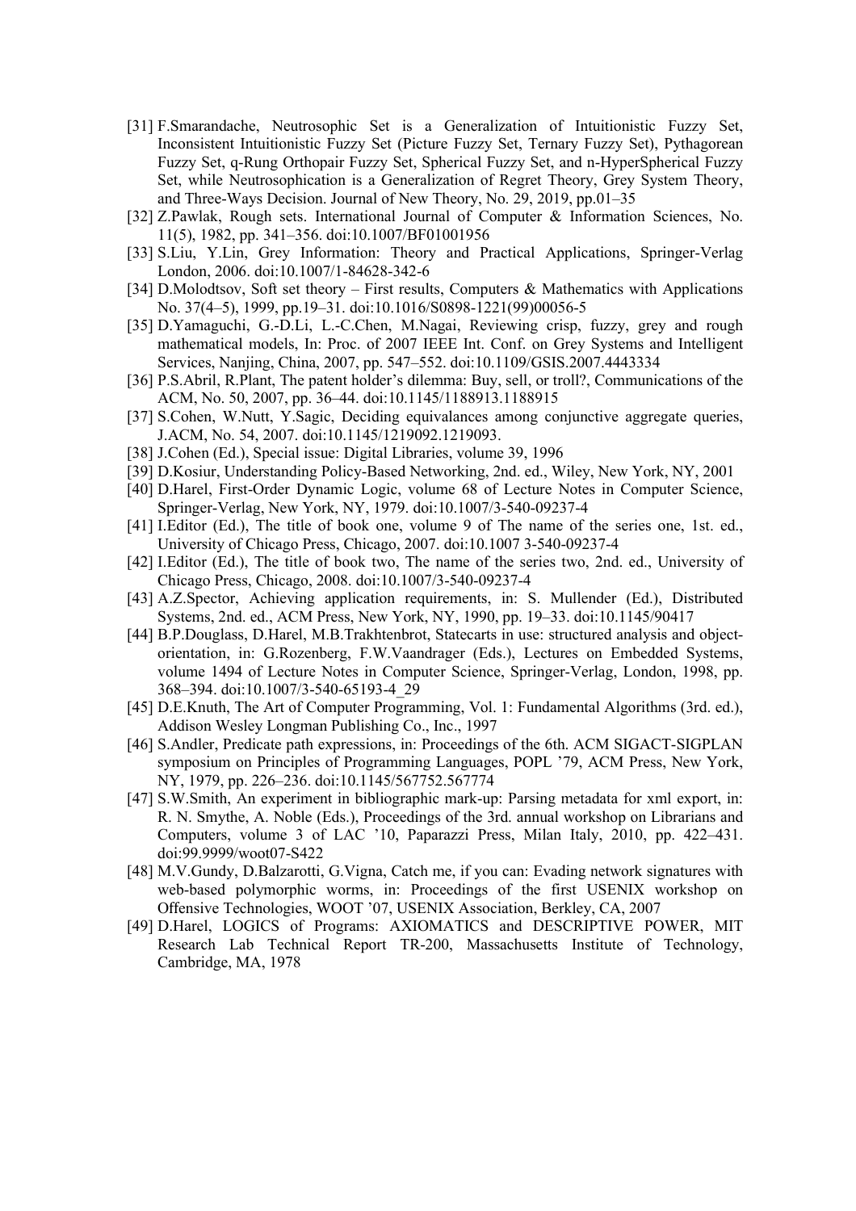[31] F.Smarandache, Neutrosophic Set is a Generalization of Intuitionistic Fuzzy Set, Inconsistent Intuitionistic Fuzzy Set (Picture Fuzzy Set, Ternary Fuzzy Set), Pythagorean Fuzzy Set, q-Rung Orthopair Fuzzy Set, Spherical Fuzzy Set, and n-HyperSpherical Fuzzy Set, while Neutrosophication is a Generalization of Regret Theory, Grey System Theory, and Three-Ways Decision. Journal of New Theory, No. 29, 2019, pp.01–35

[32] Z.Pawlak, Rough sets. International Journal of Computer & Information Sciences, No. 11(5), 1982, pp. 341–356. doi:10.1007/BF01001956

[33] S.Liu, Y.Lin, Grey Information: Theory and Practical Applications, Springer-Verlag London, 2006. doi:10.1007/1-84628-342-6

[34] D.Molodtsov, Soft set theory – First results, Computers & Mathematics with Applications No. 37(4–5), 1999, pp.19–31. doi:10.1016/S0898-1221(99)00056-5

[35] D.Yamaguchi, G.-D.Li, L.-C.Chen, M.Nagai, Reviewing crisp, fuzzy, grey and rough mathematical models, In: Proc. of 2007 IEEE Int. Conf. on Grey Systems and Intelligent Services, Nanjing, China, 2007, pp. 547–552. doi:10.1109/GSIS.2007.4443334

[36] P.S.Abril, R.Plant, The patent holder's dilemma: Buy, sell, or troll?, Communications of the ACM, No. 50, 2007, pp. 36–44. doi:10.1145/1188913.1188915

[37] S.Cohen, W.Nutt, Y.Sagic, Deciding equivalances among conjunctive aggregate queries, J.ACM, No. 54, 2007. doi:10.1145/1219092.1219093.

[38] J.Cohen (Ed.), Special issue: Digital Libraries, volume 39, 1996

[39] D.Kosiur, Understanding Policy-Based Networking, 2nd. ed., Wiley, New York, NY, 2001

[40] D.Harel, First-Order Dynamic Logic, volume 68 of Lecture Notes in Computer Science, Springer-Verlag, New York, NY, 1979. doi:10.1007/3-540-09237-4

[41] I.Editor (Ed.), The title of book one, volume 9 of The name of the series one, 1st. ed., University of Chicago Press, Chicago, 2007. doi:10.1007 3-540-09237-4

[42] I.Editor (Ed.), The title of book two, The name of the series two, 2nd. ed., University of Chicago Press, Chicago, 2008. doi:10.1007/3-540-09237-4

[43] A.Z.Spector, Achieving application requirements, in: S. Mullender (Ed.), Distributed Systems, 2nd. ed., ACM Press, New York, NY, 1990, pp. 19–33. doi:10.1145/90417

[44] B.P.Douglass, D.Harel, M.B.Trakhtenbrot, Statecarts in use: structured analysis and object-orientation, in: G.Rozenberg, F.W.Vaandrager (Eds.), Lectures on Embedded Systems, volume 1494 of Lecture Notes in Computer Science, Springer-Verlag, London, 1998, pp. 368–394. doi:10.1007/3-540-65193-4_29

[45] D.E.Knuth, The Art of Computer Programming, Vol. 1: Fundamental Algorithms (3rd. ed.), Addison Wesley Longman Publishing Co., Inc., 1997

[46] S.Andler, Predicate path expressions, in: Proceedings of the 6th. ACM SIGACT-SIGPLAN symposium on Principles of Programming Languages, POPL '79, ACM Press, New York, NY, 1979, pp. 226–236. doi:10.1145/567752.567774

[47] S.W.Smith, An experiment in bibliographic mark-up: Parsing metadata for xml export, in: R. N. Smythe, A. Noble (Eds.), Proceedings of the 3rd. annual workshop on Librarians and Computers, volume 3 of LAC '10, Paparazzi Press, Milan Italy, 2010, pp. 422–431. doi:99.9999/woot07-S422

[48] M.V.Gundy, D.Balzarotti, G.Vigna, Catch me, if you can: Evading network signatures with web-based polymorphic worms, in: Proceedings of the first USENIX workshop on Offensive Technologies, WOOT '07, USENIX Association, Berkley, CA, 2007

[49] D.Harel, LOGICS of Programs: AXIOMATICS and DESCRIPTIVE POWER, MIT Research Lab Technical Report TR-200, Massachusetts Institute of Technology, Cambridge, MA, 1978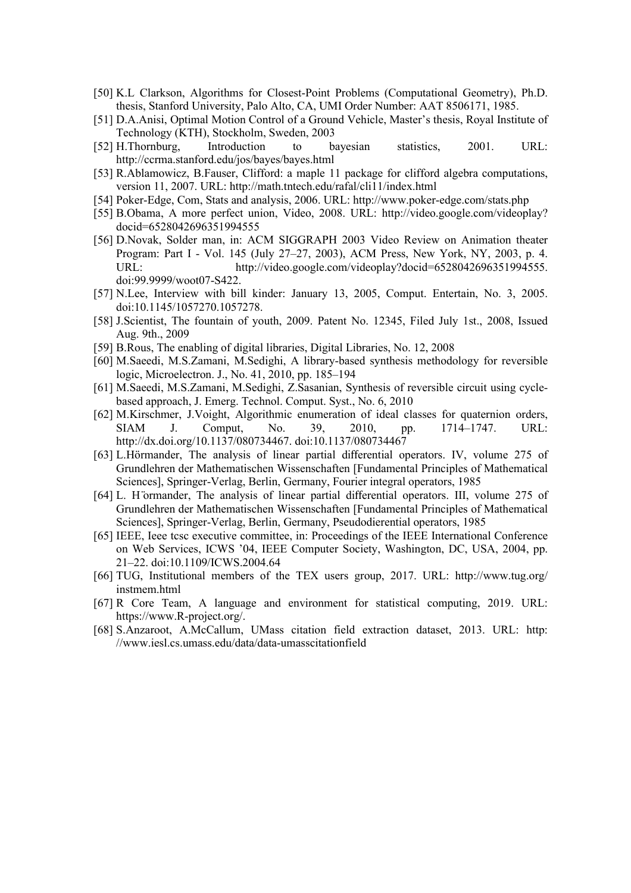[50] K.L Clarkson, Algorithms for Closest-Point Problems (Computational Geometry), Ph.D. thesis, Stanford University, Palo Alto, CA, UMI Order Number: AAT 8506171, 1985.

[51] D.A.Anisi, Optimal Motion Control of a Ground Vehicle, Master's thesis, Royal Institute of Technology (KTH), Stockholm, Sweden, 2003

[52] H.Thornburg, Introduction to bayesian statistics, 2001. URL: http://ccrma.stanford.edu/jos/bayes/bayes.html

[53] R.Ablamowicz, B.Fauser, Clifford: a maple 11 package for clifford algebra computations, version 11, 2007. URL: http://math.tntech.edu/rafal/cli11/index.html

[54] Poker-Edge, Com, Stats and analysis, 2006. URL: http://www.poker-edge.com/stats.php

[55] B.Obama, A more perfect union, Video, 2008. URL: http://video.google.com/videoplay?docid=6528042696351994555

[56] D.Novak, Solder man, in: ACM SIGGRAPH 2003 Video Review on Animation theater Program: Part I - Vol. 145 (July 27–27, 2003), ACM Press, New York, NY, 2003, p. 4. URL: http://video.google.com/videoplay?docid=6528042696351994555. doi:99.9999/woot07-S422.

[57] N.Lee, Interview with bill kinder: January 13, 2005, Comput. Entertain, No. 3, 2005. doi:10.1145/1057270.1057278.

[58] J.Scientist, The fountain of youth, 2009. Patent No. 12345, Filed July 1st., 2008, Issued Aug. 9th., 2009

[59] B.Rous, The enabling of digital libraries, Digital Libraries, No. 12, 2008

[60] M.Saeedi, M.S.Zamani, M.Sedighi, A library-based synthesis methodology for reversible logic, Microelectron. J., No. 41, 2010, pp. 185–194

[61] M.Saeedi, M.S.Zamani, M.Sedighi, Z.Sasanian, Synthesis of reversible circuit using cycle-based approach, J. Emerg. Technol. Comput. Syst., No. 6, 2010

[62] M.Kirschmer, J.Voight, Algorithmic enumeration of ideal classes for quaternion orders, SIAM J. Comput, No. 39, 2010, pp. 1714–1747. URL: http://dx.doi.org/10.1137/080734467. doi:10.1137/080734467

[63] L.Hörmander, The analysis of linear partial differential operators. IV, volume 275 of Grundlehren der Mathematischen Wissenschaften [Fundamental Principles of Mathematical Sciences], Springer-Verlag, Berlin, Germany, Fourier integral operators, 1985

[64] L. H ̈ormander, The analysis of linear partial differential operators. III, volume 275 of Grundlehren der Mathematischen Wissenschaften [Fundamental Principles of Mathematical Sciences], Springer-Verlag, Berlin, Germany, Pseudodierential operators, 1985

[65] IEEE, Ieee tcsc executive committee, in: Proceedings of the IEEE International Conference on Web Services, ICWS '04, IEEE Computer Society, Washington, DC, USA, 2004, pp. 21–22. doi:10.1109/ICWS.2004.64

[66] TUG, Institutional members of the TEX users group, 2017. URL: http://www.tug.org/instmem.html

[67] R Core Team, A language and environment for statistical computing, 2019. URL: https://www.R-project.org/.

[68] S.Anzaroot, A.McCallum, UMass citation field extraction dataset, 2013. URL: http://www.iesl.cs.umass.edu/data/data-umasscitationfield